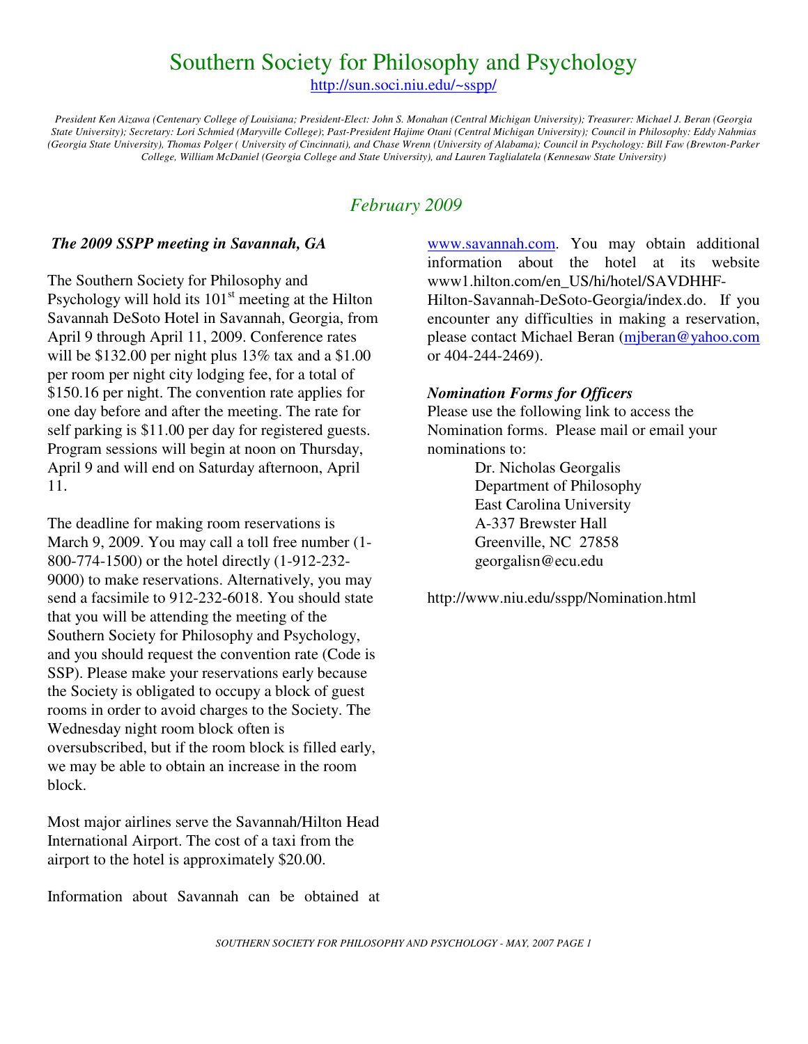# Southern Society for Philosophy and Psychology

http://sun.soci.niu.edu/~sspp/

*President Ken Aizawa (Centenary College of Louisiana; President-Elect: John S. Monahan (Central Michigan University); Treasurer: Michael J. Beran (Georgia State University); Secretary: Lori Schmied (Maryville College); Past-President Hajime Otani (Central Michigan University); Council in Philosophy: Eddy Nahmias (Georgia State University), Thomas Polger ( University of Cincinnati), and Chase Wrenn (University of Alabama); Council in Psychology: Bill Faw (Brewton-Parker College, William McDaniel (Georgia College and State University), and Lauren Taglialatela (Kennesaw State University)*

## *February 2009*

### *The 2009 SSPP meeting in Savannah, GA*

The Southern Society for Philosophy and Psychology will hold its 101st meeting at the Hilton Savannah DeSoto Hotel in Savannah, Georgia, from April 9 through April 11, 2009. Conference rates will be $132.00 per night plus 13% tax and a $1.00 per room per night city lodging fee, for a total of $150.16 per night. The convention rate applies for one day before and after the meeting. The rate for self parking is $11.00 per day for registered guests. Program sessions will begin at noon on Thursday, April 9 and will end on Saturday afternoon, April 11.

The deadline for making room reservations is March 9, 2009. You may call a toll free number (1-800-774-1500) or the hotel directly (1-912-232-9000) to make reservations. Alternatively, you may send a facsimile to 912-232-6018. You should state that you will be attending the meeting of the Southern Society for Philosophy and Psychology, and you should request the convention rate (Code is SSP). Please make your reservations early because the Society is obligated to occupy a block of guest rooms in order to avoid charges to the Society. The Wednesday night room block often is oversubscribed, but if the room block is filled early, we may be able to obtain an increase in the room block.

Most major airlines serve the Savannah/Hilton Head International Airport. The cost of a taxi from the airport to the hotel is approximately $20.00.

Information about Savannah can be obtained at www.savannah.com. You may obtain additional information about the hotel at its website www1.hilton.com/en_US/hi/hotel/SAVDHHF-Hilton-Savannah-DeSoto-Georgia/index.do. If you encounter any difficulties in making a reservation, please contact Michael Beran (mjberan@yahoo.com or 404-244-2469).

### *Nomination Forms for Officers*

Please use the following link to access the Nomination forms. Please mail or email your nominations to:

Dr. Nicholas Georgalis
Department of Philosophy
East Carolina University
A-337 Brewster Hall
Greenville, NC 27858
georgalisn@ecu.edu

http://www.niu.edu/sspp/Nomination.html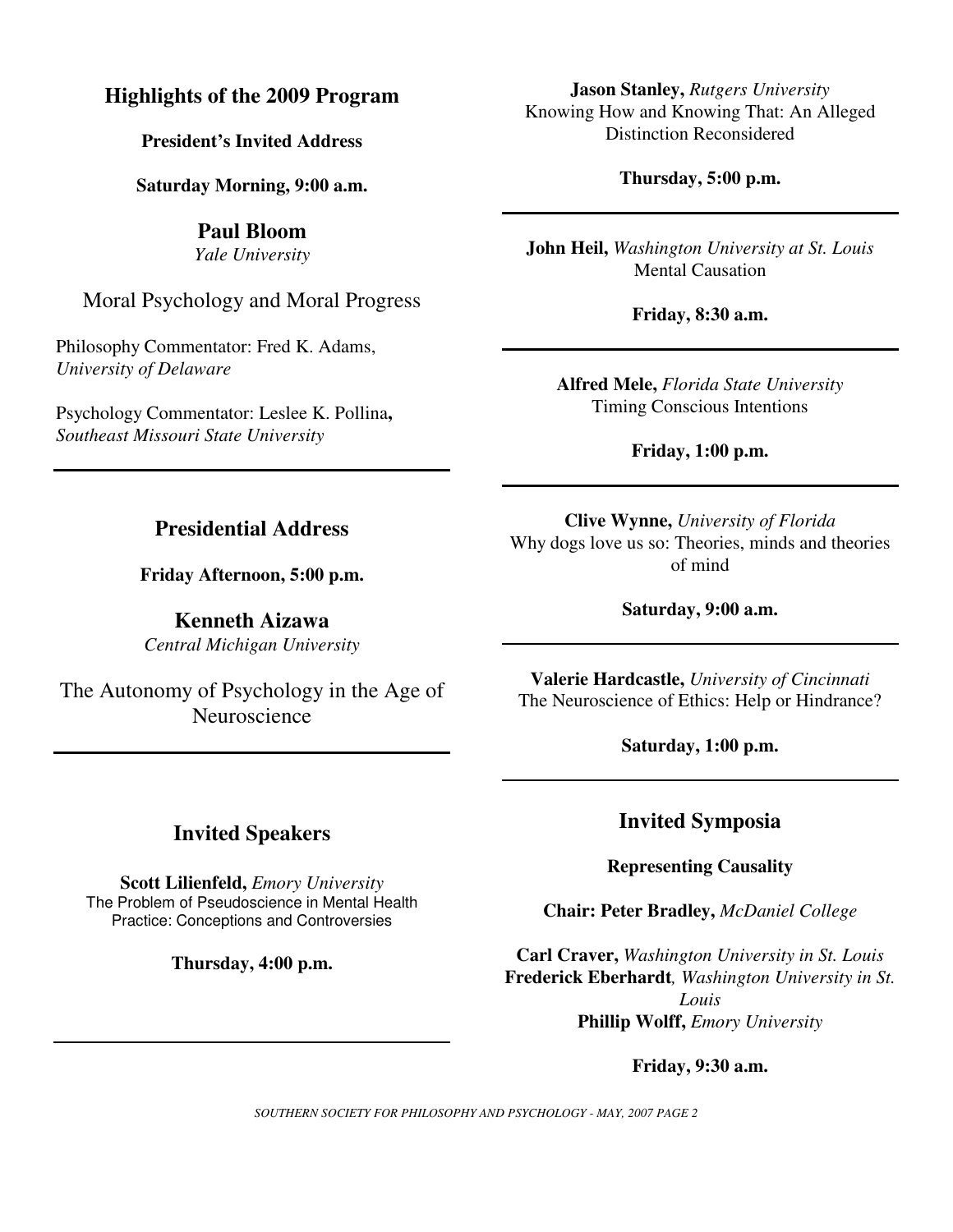## Highlights of the 2009 Program

**President's Invited Address**

**Saturday Morning, 9:00 a.m.**

### Paul Bloom
*Yale University*

Moral Psychology and Moral Progress

Philosophy Commentator: Fred K. Adams, *University of Delaware*

Psychology Commentator: Leslee K. Pollina**,** *Southeast Missouri State University*

---

## Presidential Address

**Friday Afternoon, 5:00 p.m.**

### Kenneth Aizawa
*Central Michigan University*

The Autonomy of Psychology in the Age of Neuroscience

---

## Invited Speakers

**Scott Lilienfeld,** *Emory University*
The Problem of Pseudoscience in Mental Health Practice: Conceptions and Controversies

**Thursday, 4:00 p.m.**

---

**Jason Stanley,** *Rutgers University*
Knowing How and Knowing That: An Alleged Distinction Reconsidered

**Thursday, 5:00 p.m.**

---

**John Heil,** *Washington University at St. Louis*
Mental Causation

**Friday, 8:30 a.m.**

---

**Alfred Mele,** *Florida State University*
Timing Conscious Intentions

**Friday, 1:00 p.m.**

---

**Clive Wynne,** *University of Florida*
Why dogs love us so: Theories, minds and theories of mind

**Saturday, 9:00 a.m.**

---

**Valerie Hardcastle,** *University of Cincinnati*
The Neuroscience of Ethics: Help or Hindrance?

**Saturday, 1:00 p.m.**

---

## Invited Symposia

**Representing Causality**

**Chair: Peter Bradley,** *McDaniel College*

**Carl Craver,** *Washington University in St. Louis*
**Frederick Eberhardt***, Washington University in St. Louis*
**Phillip Wolff,** *Emory University*

**Friday, 9:30 a.m.**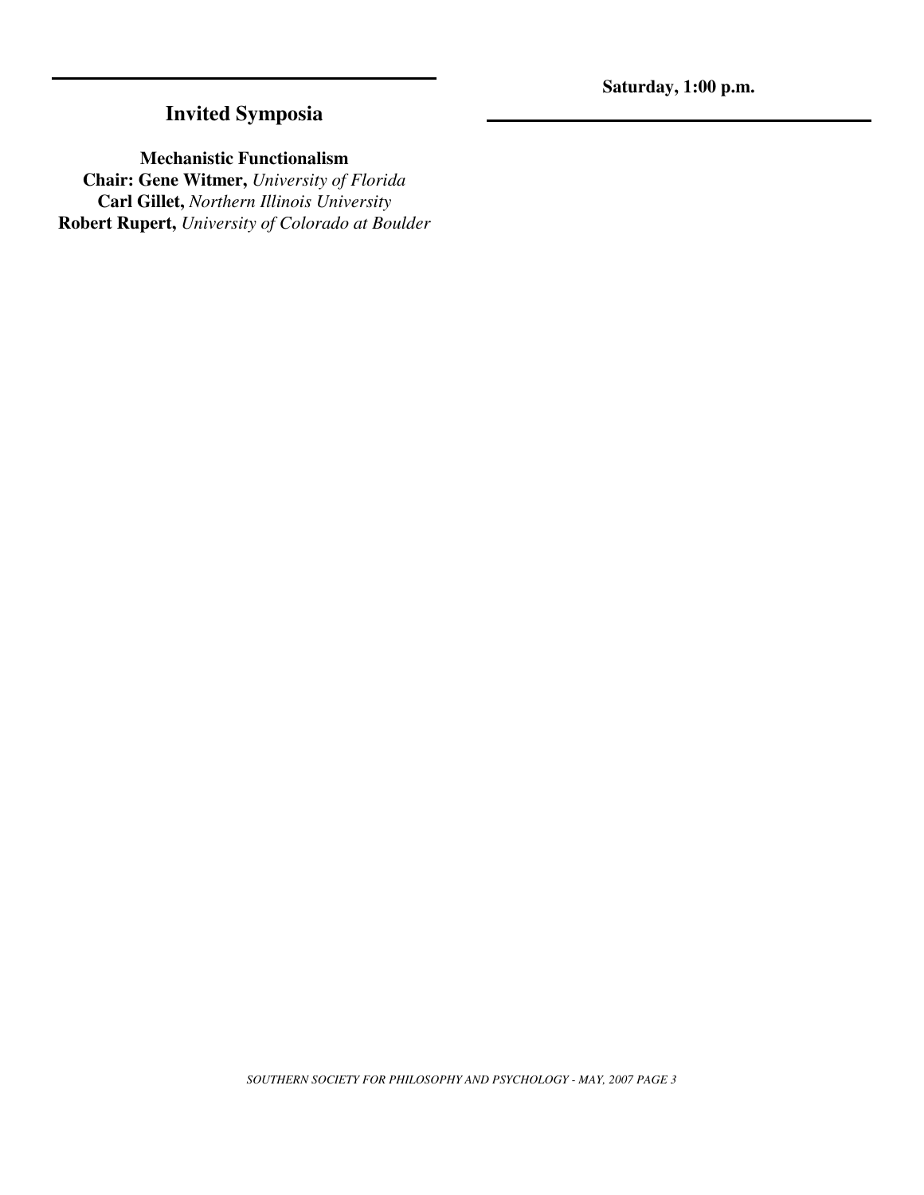## Invited Symposia

**Saturday, 1:00 p.m.**

**Mechanistic Functionalism**
**Chair: Gene Witmer,** *University of Florida*
**Carl Gillet,** *Northern Illinois University*
**Robert Rupert,** *University of Colorado at Boulder*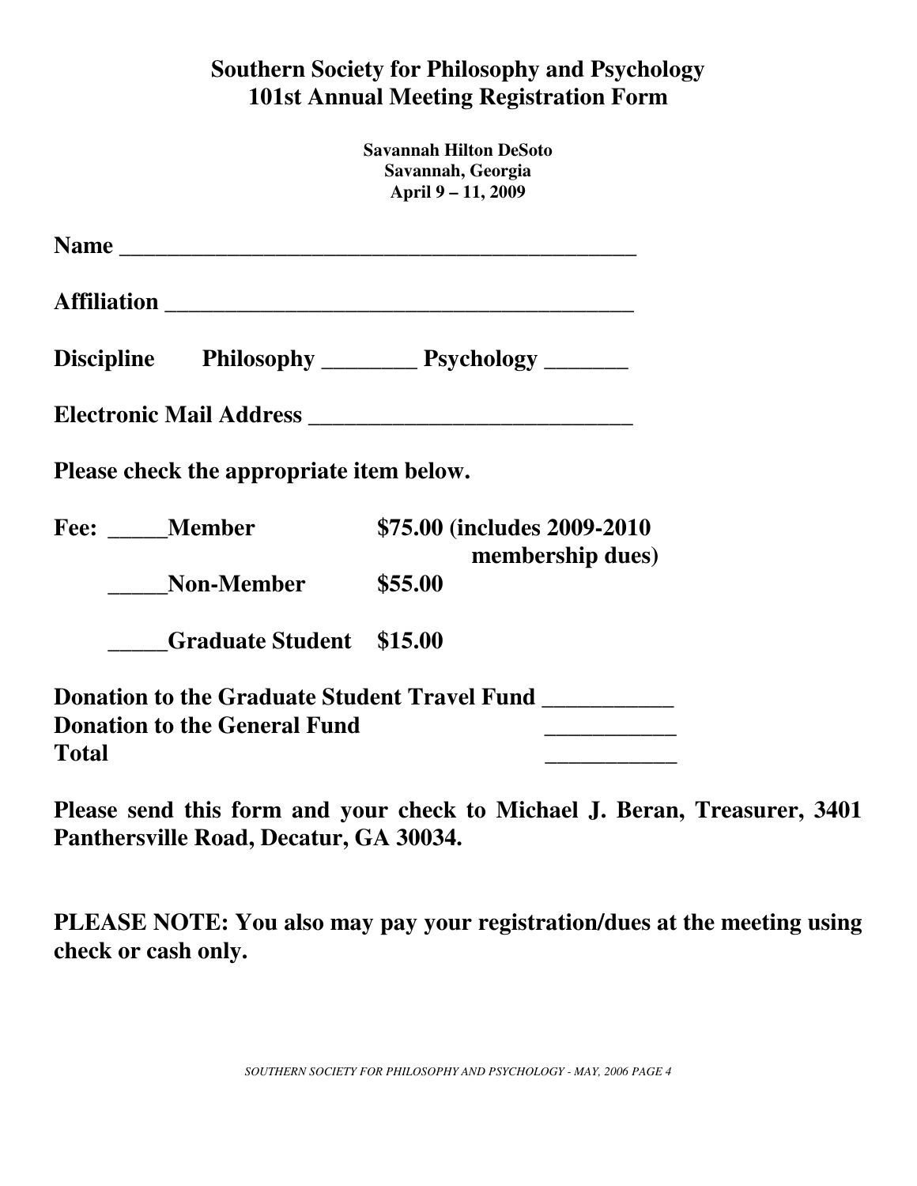# Southern Society for Philosophy and Psychology
## 101st Annual Meeting Registration Form

**Savannah Hilton DeSoto**
**Savannah, Georgia**
**April 9 – 11, 2009**

**Name** ____________________________________________

**Affiliation** ________________________________________

**Discipline** **Philosophy** ________ **Psychology** _______

**Electronic Mail Address** ___________________________

**Please check the appropriate item below.**

**Fee:** _____**Member** **$75.00 (includes 2009-2010 membership dues)**

_____**Non-Member** **$55.00**

_____**Graduate Student** **$15.00**

**Donation to the Graduate Student Travel Fund** ___________
**Donation to the General Fund** ___________
**Total** ___________

**Please send this form and your check to Michael J. Beran, Treasurer, 3401 Panthersville Road, Decatur, GA 30034.**

**PLEASE NOTE: You also may pay your registration/dues at the meeting using check or cash only.**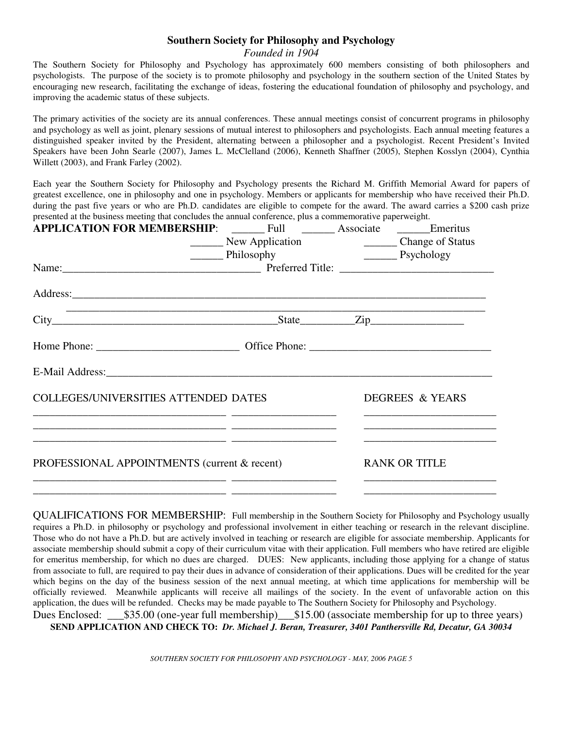# Southern Society for Philosophy and Psychology

*Founded in 1904*

The Southern Society for Philosophy and Psychology has approximately 600 members consisting of both philosophers and psychologists. The purpose of the society is to promote philosophy and psychology in the southern section of the United States by encouraging new research, facilitating the exchange of ideas, fostering the educational foundation of philosophy and psychology, and improving the academic status of these subjects.

The primary activities of the society are its annual conferences. These annual meetings consist of concurrent programs in philosophy and psychology as well as joint, plenary sessions of mutual interest to philosophers and psychologists. Each annual meeting features a distinguished speaker invited by the President, alternating between a philosopher and a psychologist. Recent President's Invited Speakers have been John Searle (2007), James L. McClelland (2006), Kenneth Shaffner (2005), Stephen Kosslyn (2004), Cynthia Willett (2003), and Frank Farley (2002).

Each year the Southern Society for Philosophy and Psychology presents the Richard M. Griffith Memorial Award for papers of greatest excellence, one in philosophy and one in psychology. Members or applicants for membership who have received their Ph.D. during the past five years or who are Ph.D. candidates are eligible to compete for the award. The award carries a $200 cash prize presented at the business meeting that concludes the annual conference, plus a commemorative paperweight.

**APPLICATION FOR MEMBERSHIP**: ______ Full ______ Associate ______Emeritus

______ New Application ______ Change of Status

______ Philosophy ______ Psychology

Name:___________________________________ Preferred Title: ____________________________

Address:___________________________________________________________________________

___________________________________________________________________________

City_________________________________________State__________Zip_________________

Home Phone: __________________________ Office Phone: ________________________________

E-Mail Address:______________________________________________________________________

COLLEGES/UNIVERSITIES ATTENDED DATES DEGREES & YEARS

___________________________________ ___________________ ________________________

___________________________________ ___________________ ________________________

___________________________________ ___________________ ________________________

PROFESSIONAL APPOINTMENTS (current & recent) RANK OR TITLE

___________________________________ ___________________ ________________________

___________________________________ ___________________ ________________________

QUALIFICATIONS FOR MEMBERSHIP: Full membership in the Southern Society for Philosophy and Psychology usually requires a Ph.D. in philosophy or psychology and professional involvement in either teaching or research in the relevant discipline. Those who do not have a Ph.D. but are actively involved in teaching or research are eligible for associate membership. Applicants for associate membership should submit a copy of their curriculum vitae with their application. Full members who have retired are eligible for emeritus membership, for which no dues are charged. DUES: New applicants, including those applying for a change of status from associate to full, are required to pay their dues in advance of consideration of their applications. Dues will be credited for the year which begins on the day of the business session of the next annual meeting, at which time applications for membership will be officially reviewed. Meanwhile applicants will receive all mailings of the society. In the event of unfavorable action on this application, the dues will be refunded. Checks may be made payable to The Southern Society for Philosophy and Psychology.

Dues Enclosed: ___$35.00 (one-year full membership)___$15.00 (associate membership for up to three years)

**SEND APPLICATION AND CHECK TO:** ***Dr. Michael J. Beran, Treasurer, 3401 Panthersville Rd, Decatur, GA 30034***